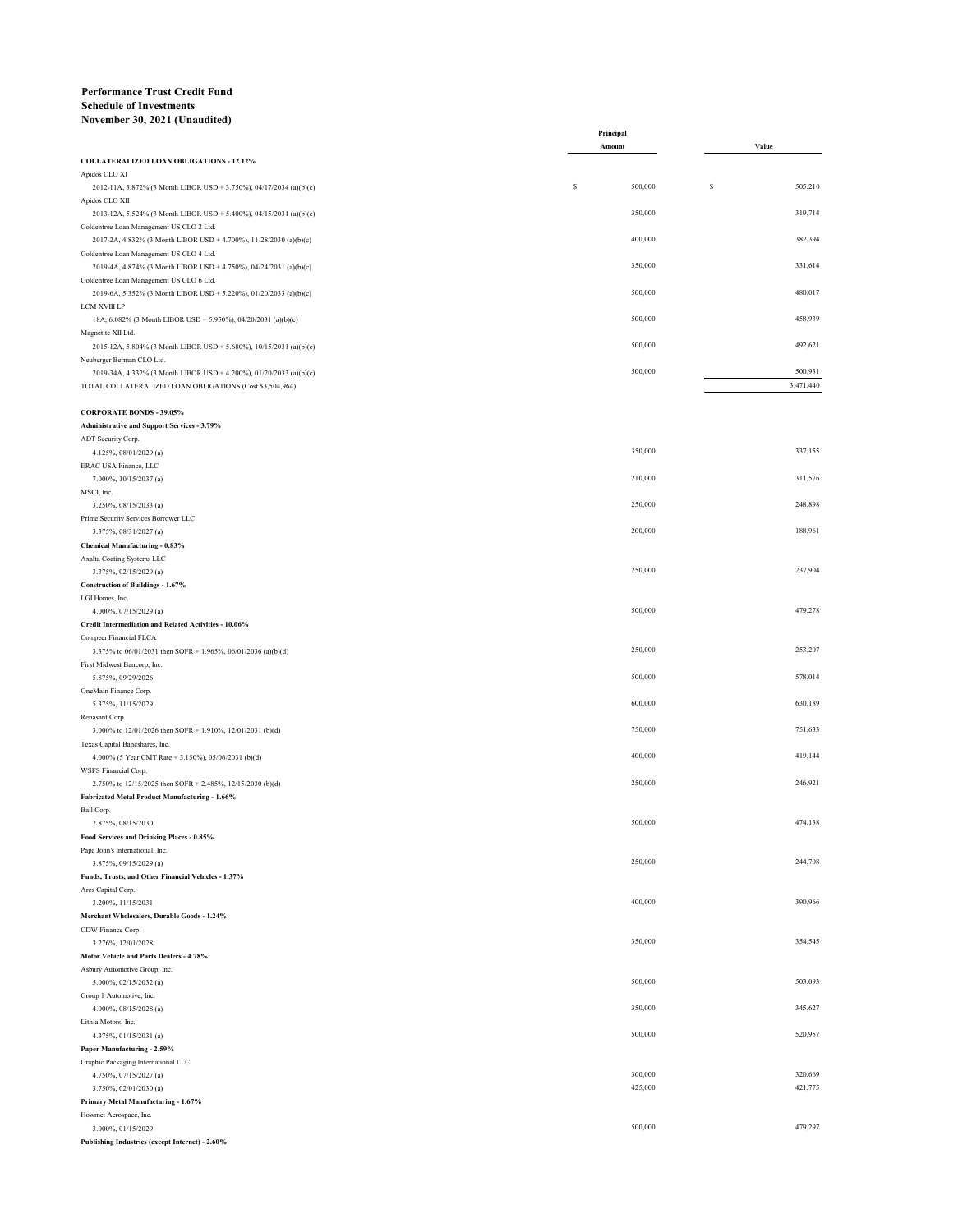**Performance Trust Credit Fund**
**Schedule of Investments**
**November 30, 2021 (Unaudited)**

| | Principal Amount | Value |
|---|---|---|
| **COLLATERALIZED LOAN OBLIGATIONS - 12.12%** | | |
| Apidos CLO XI | | |
| 2012-11A, 3.872% (3 Month LIBOR USD + 3.750%), 04/17/2034 (a)(b)(c) | $ 500,000 | $ 505,210 |
| Apidos CLO XII | | |
| 2013-12A, 5.524% (3 Month LIBOR USD + 5.400%), 04/15/2031 (a)(b)(c) | 350,000 | 319,714 |
| Goldentree Loan Management US CLO 2 Ltd. | | |
| 2017-2A, 4.832% (3 Month LIBOR USD + 4.700%), 11/28/2030 (a)(b)(c) | 400,000 | 382,394 |
| Goldentree Loan Management US CLO 4 Ltd. | | |
| 2019-4A, 4.874% (3 Month LIBOR USD + 4.750%), 04/24/2031 (a)(b)(c) | 350,000 | 331,614 |
| Goldentree Loan Management US CLO 6 Ltd. | | |
| 2019-6A, 5.352% (3 Month LIBOR USD + 5.220%), 01/20/2033 (a)(b)(c) | 500,000 | 480,017 |
| LCM XVIII LP | | |
| 18A, 6.082% (3 Month LIBOR USD + 5.950%), 04/20/2031 (a)(b)(c) | 500,000 | 458,939 |
| Magnetite XII Ltd. | | |
| 2015-12A, 5.804% (3 Month LIBOR USD + 5.680%), 10/15/2031 (a)(b)(c) | 500,000 | 492,621 |
| Neuberger Berman CLO Ltd. | | |
| 2019-34A, 4.332% (3 Month LIBOR USD + 4.200%), 01/20/2033 (a)(b)(c) | 500,000 | 500,931 |
| TOTAL COLLATERALIZED LOAN OBLIGATIONS (Cost $3,504,964) | | 3,471,440 |
| | | |
| **CORPORATE BONDS - 39.05%** | | |
| **Administrative and Support Services - 3.79%** | | |
| ADT Security Corp. | | |
| 4.125%, 08/01/2029 (a) | 350,000 | 337,155 |
| ERAC USA Finance, LLC | | |
| 7.000%, 10/15/2037 (a) | 210,000 | 311,576 |
| MSCI, Inc. | | |
| 3.250%, 08/15/2033 (a) | 250,000 | 248,898 |
| Prime Security Services Borrower LLC | | |
| 3.375%, 08/31/2027 (a) | 200,000 | 188,961 |
| **Chemical Manufacturing - 0.83%** | | |
| Axalta Coating Systems LLC | | |
| 3.375%, 02/15/2029 (a) | 250,000 | 237,904 |
| **Construction of Buildings - 1.67%** | | |
| LGI Homes, Inc. | | |
| 4.000%, 07/15/2029 (a) | 500,000 | 479,278 |
| **Credit Intermediation and Related Activities - 10.06%** | | |
| Compeer Financial FLCA | | |
| 3.375% to 06/01/2031 then SOFR + 1.965%, 06/01/2036 (a)(b)(d) | 250,000 | 253,207 |
| First Midwest Bancorp, Inc. | | |
| 5.875%, 09/29/2026 | 500,000 | 578,014 |
| OneMain Finance Corp. | | |
| 5.375%, 11/15/2029 | 600,000 | 630,189 |
| Renasant Corp. | | |
| 3.000% to 12/01/2026 then SOFR + 1.910%, 12/01/2031 (b)(d) | 750,000 | 751,633 |
| Texas Capital Bancshares, Inc. | | |
| 4.000% (5 Year CMT Rate + 3.150%), 05/06/2031 (b)(d) | 400,000 | 419,144 |
| WSFS Financial Corp. | | |
| 2.750% to 12/15/2025 then SOFR + 2.485%, 12/15/2030 (b)(d) | 250,000 | 246,921 |
| **Fabricated Metal Product Manufacturing - 1.66%** | | |
| Ball Corp. | | |
| 2.875%, 08/15/2030 | 500,000 | 474,138 |
| **Food Services and Drinking Places - 0.85%** | | |
| Papa John's International, Inc. | | |
| 3.875%, 09/15/2029 (a) | 250,000 | 244,708 |
| **Funds, Trusts, and Other Financial Vehicles - 1.37%** | | |
| Ares Capital Corp. | | |
| 3.200%, 11/15/2031 | 400,000 | 390,966 |
| **Merchant Wholesalers, Durable Goods - 1.24%** | | |
| CDW Finance Corp. | | |
| 3.276%, 12/01/2028 | 350,000 | 354,545 |
| **Motor Vehicle and Parts Dealers - 4.78%** | | |
| Asbury Automotive Group, Inc. | | |
| 5.000%, 02/15/2032 (a) | 500,000 | 503,093 |
| Group 1 Automotive, Inc. | | |
| 4.000%, 08/15/2028 (a) | 350,000 | 345,627 |
| Lithia Motors, Inc. | | |
| 4.375%, 01/15/2031 (a) | 500,000 | 520,957 |
| **Paper Manufacturing - 2.59%** | | |
| Graphic Packaging International LLC | | |
| 4.750%, 07/15/2027 (a) | 300,000 | 320,669 |
| 3.750%, 02/01/2030 (a) | 425,000 | 421,775 |
| **Primary Metal Manufacturing - 1.67%** | | |
| Howmet Aerospace, Inc. | | |
| 3.000%, 01/15/2029 | 500,000 | 479,297 |
| **Publishing Industries (except Internet) - 2.60%** | | |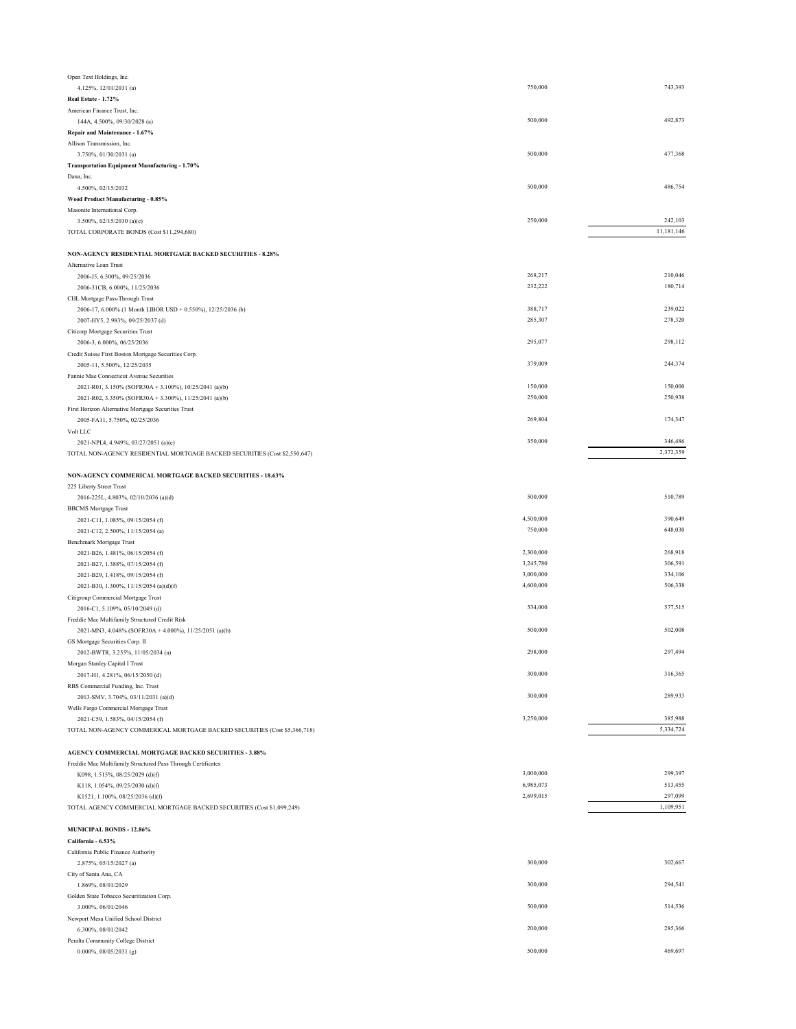| | Principal Amount | Value |
|---|---|---|
| Open Text Holdings, Inc. | | |
| 4.125%, 12/01/2031 (a) | 750,000 | 743,393 |
| **Real Estate - 1.72%** | | |
| American Finance Trust, Inc. | | |
| 144A, 4.500%, 09/30/2028 (a) | 500,000 | 492,873 |
| **Repair and Maintenance - 1.67%** | | |
| Allison Transmission, Inc. | | |
| 3.750%, 01/30/2031 (a) | 500,000 | 477,368 |
| **Transportation Equipment Manufacturing - 1.70%** | | |
| Dana, Inc. | | |
| 4.500%, 02/15/2032 | 500,000 | 486,754 |
| **Wood Product Manufacturing - 0.85%** | | |
| Masonite International Corp. | | |
| 3.500%, 02/15/2030 (a)(c) | 250,000 | 242,103 |
| TOTAL CORPORATE BONDS (Cost $11,294,680) | | 11,181,146 |
| | | |
| **NON-AGENCY RESIDENTIAL MORTGAGE BACKED SECURITIES - 8.28%** | | |
| Alternative Loan Trust | | |
| 2006-J5, 6.500%, 09/25/2036 | 268,217 | 210,046 |
| 2006-31CB, 6.000%, 11/25/2036 | 232,222 | 180,714 |
| CHL Mortgage Pass-Through Trust | | |
| 2006-17, 6.000% (1 Month LIBOR USD + 0.550%), 12/25/2036 (b) | 388,717 | 239,022 |
| 2007-HY5, 2.983%, 09/25/2037 (d) | 285,307 | 278,320 |
| Citicorp Mortgage Securities Trust | | |
| 2006-3, 6.000%, 06/25/2036 | 295,077 | 298,112 |
| Credit Suisse First Boston Mortgage Securities Corp. | | |
| 2005-11, 5.500%, 12/25/2035 | 379,009 | 244,374 |
| Fannie Mae Connecticut Avenue Securities | | |
| 2021-R01, 3.150% (SOFR30A + 3.100%), 10/25/2041 (a)(b) | 150,000 | 150,000 |
| 2021-R02, 3.350% (SOFR30A + 3.300%), 11/25/2041 (a)(b) | 250,000 | 250,938 |
| First Horizon Alternative Mortgage Securities Trust | | |
| 2005-FA11, 5.750%, 02/25/2036 | 269,804 | 174,347 |
| Volt LLC | | |
| 2021-NPL4, 4.949%, 03/27/2051 (a)(e) | 350,000 | 346,486 |
| TOTAL NON-AGENCY RESIDENTIAL MORTGAGE BACKED SECURITIES (Cost $2,550,647) | | 2,372,359 |
| | | |
| **NON-AGENCY COMMERICAL MORTGAGE BACKED SECURITIES - 18.63%** | | |
| 225 Liberty Street Trust | | |
| 2016-225L, 4.803%, 02/10/2036 (a)(d) | 500,000 | 510,789 |
| BBCMS Mortgage Trust | | |
| 2021-C11, 1.085%, 09/15/2054 (f) | 4,500,000 | 390,649 |
| 2021-C12, 2.500%, 11/15/2054 (a) | 750,000 | 648,030 |
| Benchmark Mortgage Trust | | |
| 2021-B26, 1.481%, 06/15/2054 (f) | 2,300,000 | 268,918 |
| 2021-B27, 1.388%, 07/15/2054 (f) | 3,245,780 | 306,591 |
| 2021-B29, 1.418%, 09/15/2054 (f) | 3,000,000 | 334,106 |
| 2021-B30, 1.300%, 11/15/2054 (a)(d)(f) | 4,600,000 | 506,338 |
| Citigroup Commercial Mortgage Trust | | |
| 2016-C1, 5.109%, 05/10/2049 (d) | 534,000 | 577,515 |
| Freddie Mac Multifamily Structured Credit Risk | | |
| 2021-MN3, 4.048% (SOFR30A + 4.000%), 11/25/2051 (a)(b) | 500,000 | 502,008 |
| GS Mortgage Securities Corp. II | | |
| 2012-BWTR, 3.255%, 11/05/2034 (a) | 298,000 | 297,494 |
| Morgan Stanley Capital I Trust | | |
| 2017-H1, 4.281%, 06/15/2050 (d) | 300,000 | 316,365 |
| RBS Commercial Funding, Inc. Trust | | |
| 2013-SMV, 3.704%, 03/11/2031 (a)(d) | 300,000 | 289,933 |
| Wells Fargo Commercial Mortgage Trust | | |
| 2021-C59, 1.583%, 04/15/2054 (f) | 3,250,000 | 385,988 |
| TOTAL NON-AGENCY COMMERICAL MORTGAGE BACKED SECURITIES (Cost $5,366,718) | | 5,334,724 |
| | | |
| **AGENCY COMMERCIAL MORTGAGE BACKED SECURITIES - 3.88%** | | |
| Freddie Mac Multifamily Structured Pass Through Certificates | | |
| K098, 1.515%, 08/25/2029 (d)(f) | 3,000,000 | 299,397 |
| K118, 1.054%, 09/25/2030 (d)(f) | 6,985,073 | 513,455 |
| K1521, 1.100%, 08/25/2036 (d)(f) | 2,699,015 | 297,099 |
| TOTAL AGENCY COMMERCIAL MORTGAGE BACKED SECURITIES (Cost $1,099,249) | | 1,109,951 |
| | | |
| **MUNICIPAL BONDS - 12.86%** | | |
| **California - 6.53%** | | |
| California Public Finance Authority | | |
| 2.875%, 05/15/2027 (a) | 300,000 | 302,667 |
| City of Santa Ana, CA | | |
| 1.869%, 08/01/2029 | 300,000 | 294,541 |
| Golden State Tobacco Securitization Corp. | | |
| 3.000%, 06/01/2046 | 500,000 | 514,536 |
| Newport Mesa Unified School District | | |
| 6.300%, 08/01/2042 | 200,000 | 285,366 |
| Peralta Community College District | | |
| 0.000%, 08/05/2031 (g) | 500,000 | 469,697 |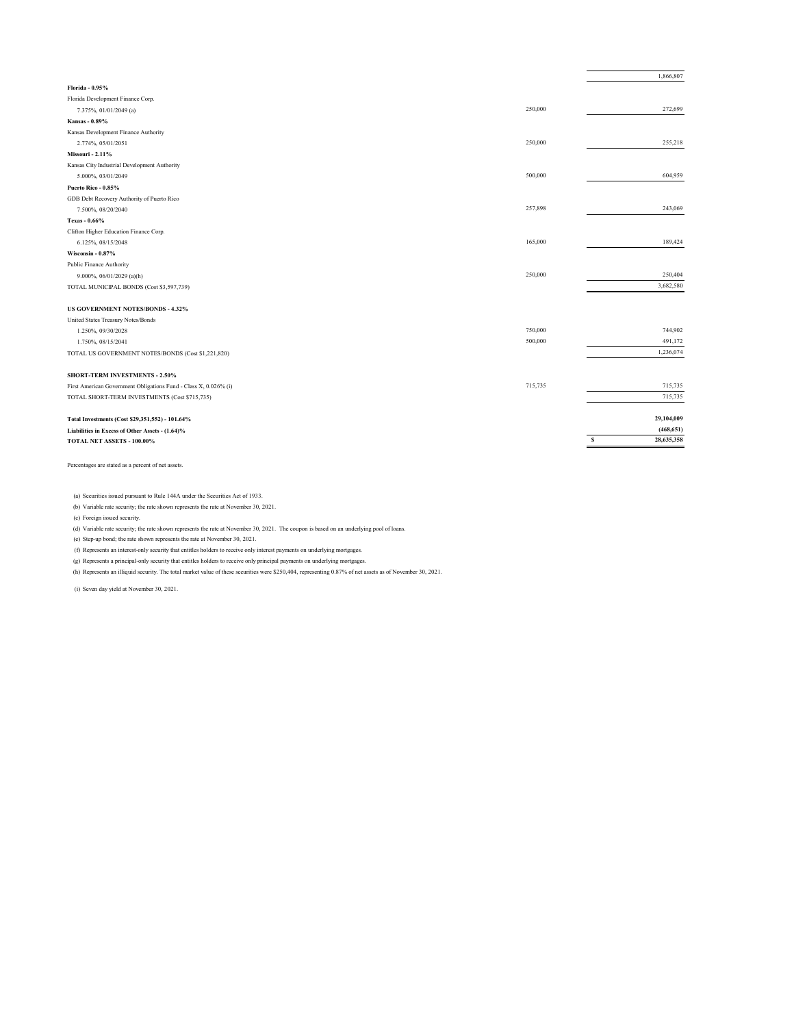| | | |
|---|---|---|
| | | 1,866,807 |
| **Florida - 0.95%** | | |
| Florida Development Finance Corp. | | |
| 7.375%, 01/01/2049 (a) | 250,000 | 272,699 |
| **Kansas - 0.89%** | | |
| Kansas Development Finance Authority | | |
| 2.774%, 05/01/2051 | 250,000 | 255,218 |
| **Missouri - 2.11%** | | |
| Kansas City Industrial Development Authority | | |
| 5.000%, 03/01/2049 | 500,000 | 604,959 |
| **Puerto Rico - 0.85%** | | |
| GDB Debt Recovery Authority of Puerto Rico | | |
| 7.500%, 08/20/2040 | 257,898 | 243,069 |
| **Texas - 0.66%** | | |
| Clifton Higher Education Finance Corp. | | |
| 6.125%, 08/15/2048 | 165,000 | 189,424 |
| **Wisconsin - 0.87%** | | |
| Public Finance Authority | | |
| 9.000%, 06/01/2029 (a)(h) | 250,000 | 250,404 |
| TOTAL MUNICIPAL BONDS (Cost $3,597,739) | | 3,682,580 |
| | | |
| **US GOVERNMENT NOTES/BONDS - 4.32%** | | |
| United States Treasury Notes/Bonds | | |
| 1.250%, 09/30/2028 | 750,000 | 744,902 |
| 1.750%, 08/15/2041 | 500,000 | 491,172 |
| TOTAL US GOVERNMENT NOTES/BONDS (Cost $1,221,820) | | 1,236,074 |
| | | |
| **SHORT-TERM INVESTMENTS - 2.50%** | | |
| First American Government Obligations Fund - Class X, 0.026% (i) | 715,735 | 715,735 |
| TOTAL SHORT-TERM INVESTMENTS (Cost $715,735) | | 715,735 |
| | | |
| **Total Investments (Cost $29,351,552) - 101.64%** | | **29,104,009** |
| **Liabilities in Excess of Other Assets - (1.64)%** | | **(468,651)** |
| **TOTAL NET ASSETS - 100.00%** | | **$ 28,635,358** |

Percentages are stated as a percent of net assets.

(a) Securities issued pursuant to Rule 144A under the Securities Act of 1933.

(b) Variable rate security; the rate shown represents the rate at November 30, 2021.

(c) Foreign issued security.

(d) Variable rate security; the rate shown represents the rate at November 30, 2021. The coupon is based on an underlying pool of loans.

(e) Step-up bond; the rate shown represents the rate at November 30, 2021.

(f) Represents an interest-only security that entitles holders to receive only interest payments on underlying mortgages.

(g) Represents a principal-only security that entitles holders to receive only principal payments on underlying mortgages.

(h) Represents an illiquid security. The total market value of these securities were $250,404, representing 0.87% of net assets as of November 30, 2021.

(i) Seven day yield at November 30, 2021.